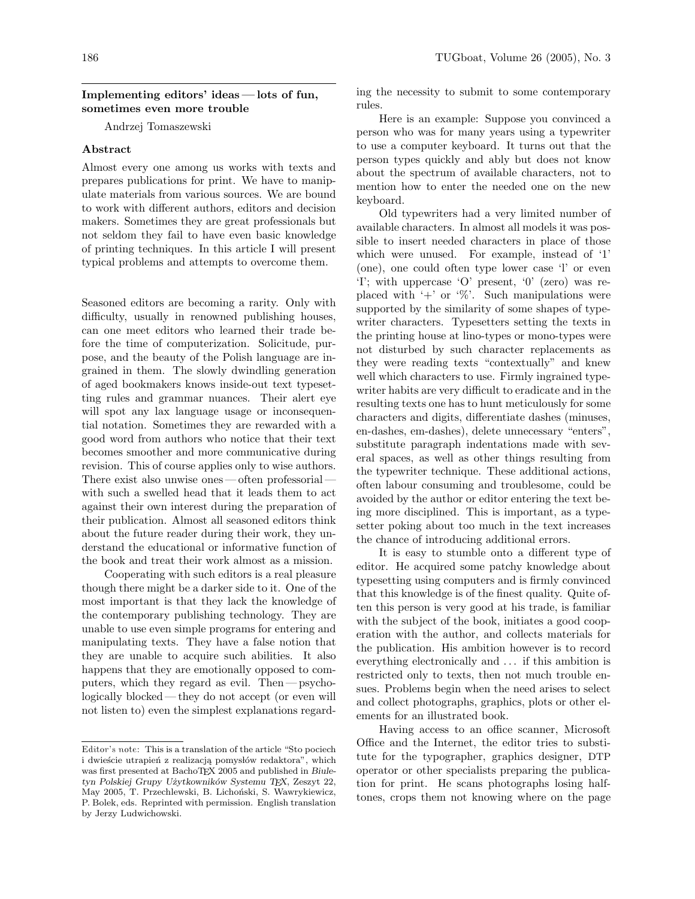## Implementing editors' ideas — lots of fun, sometimes even more trouble

Andrzej Tomaszewski

### Abstract

Almost every one among us works with texts and prepares publications for print. We have to manipulate materials from various sources. We are bound to work with different authors, editors and decision makers. Sometimes they are great professionals but not seldom they fail to have even basic knowledge of printing techniques. In this article I will present typical problems and attempts to overcome them.

Seasoned editors are becoming a rarity. Only with difficulty, usually in renowned publishing houses, can one meet editors who learned their trade before the time of computerization. Solicitude, purpose, and the beauty of the Polish language are ingrained in them. The slowly dwindling generation of aged bookmakers knows inside-out text typesetting rules and grammar nuances. Their alert eye will spot any lax language usage or inconsequential notation. Sometimes they are rewarded with a good word from authors who notice that their text becomes smoother and more communicative during revision. This of course applies only to wise authors. There exist also unwise ones — often professorial — with such a swelled head that it leads them to act against their own interest during the preparation of their publication. Almost all seasoned editors think about the future reader during their work, they understand the educational or informative function of the book and treat their work almost as a mission.

Cooperating with such editors is a real pleasure though there might be a darker side to it. One of the most important is that they lack the knowledge of the contemporary publishing technology. They are unable to use even simple programs for entering and manipulating texts. They have a false notion that they are unable to acquire such abilities. It also happens that they are emotionally opposed to computers, which they regard as evil. Then — psychologically blocked — they do not accept (or even will not listen to) even the simplest explanations regarding the necessity to submit to some contemporary rules.

Here is an example: Suppose you convinced a person who was for many years using a typewriter to use a computer keyboard. It turns out that the person types quickly and ably but does not know about the spectrum of available characters, not to mention how to enter the needed one on the new keyboard.

Old typewriters had a very limited number of available characters. In almost all models it was possible to insert needed characters in place of those which were unused. For example, instead of '1' (one), one could often type lower case 'l' or even 'I'; with uppercase 'O' present, '0' (zero) was replaced with '+' or '%'. Such manipulations were supported by the similarity of some shapes of typewriter characters. Typesetters setting the texts in the printing house at lino-types or mono-types were not disturbed by such character replacements as they were reading texts "contextually" and knew well which characters to use. Firmly ingrained typewriter habits are very difficult to eradicate and in the resulting texts one has to hunt meticulously for some characters and digits, differentiate dashes (minuses, en-dashes, em-dashes), delete unnecessary "enters", substitute paragraph indentations made with several spaces, as well as other things resulting from the typewriter technique. These additional actions, often labour consuming and troublesome, could be avoided by the author or editor entering the text being more disciplined. This is important, as a typesetter poking about too much in the text increases the chance of introducing additional errors.

It is easy to stumble onto a different type of editor. He acquired some patchy knowledge about typesetting using computers and is firmly convinced that this knowledge is of the finest quality. Quite often this person is very good at his trade, is familiar with the subject of the book, initiates a good cooperation with the author, and collects materials for the publication. His ambition however is to record everything electronically and ... if this ambition is restricted only to texts, then not much trouble ensues. Problems begin when the need arises to select and collect photographs, graphics, plots or other elements for an illustrated book.

Having access to an office scanner, Microsoft Office and the Internet, the editor tries to substitute for the typographer, graphics designer, DTP operator or other specialists preparing the publication for print. He scans photographs losing halftones, crops them not knowing where on the page

---

Editor's note: This is a translation of the article "Sto pociech i dwieście utrapień z realizacją pomysłów redaktora", which was first presented at BachoTEX 2005 and published in *Biuletyn Polskiej Grupy Użytkowników Systemu TEX*, Zeszyt 22, May 2005, T. Przechlewski, B. Lichoński, S. Wawrykiewicz, P. Bolek, eds. Reprinted with permission. English translation by Jerzy Ludwichowski.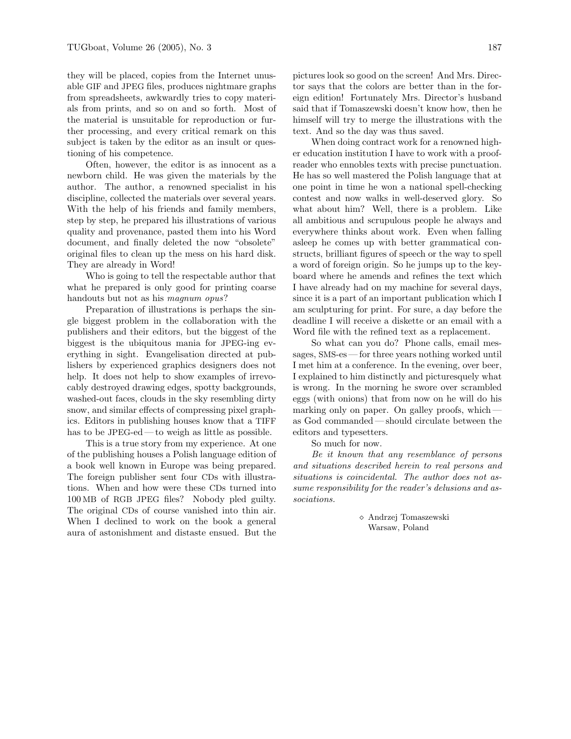they will be placed, copies from the Internet unusable GIF and JPEG files, produces nightmare graphs from spreadsheets, awkwardly tries to copy materials from prints, and so on and so forth. Most of the material is unsuitable for reproduction or further processing, and every critical remark on this subject is taken by the editor as an insult or questioning of his competence.

Often, however, the editor is as innocent as a newborn child. He was given the materials by the author. The author, a renowned specialist in his discipline, collected the materials over several years. With the help of his friends and family members, step by step, he prepared his illustrations of various quality and provenance, pasted them into his Word document, and finally deleted the now "obsolete" original files to clean up the mess on his hard disk. They are already in Word!

Who is going to tell the respectable author that what he prepared is only good for printing coarse handouts but not as his *magnum opus*?

Preparation of illustrations is perhaps the single biggest problem in the collaboration with the publishers and their editors, but the biggest of the biggest is the ubiquitous mania for JPEG-ing everything in sight. Evangelisation directed at publishers by experienced graphics designers does not help. It does not help to show examples of irrevocably destroyed drawing edges, spotty backgrounds, washed-out faces, clouds in the sky resembling dirty snow, and similar effects of compressing pixel graphics. Editors in publishing houses know that a TIFF has to be JPEG-ed — to weigh as little as possible.

This is a true story from my experience. At one of the publishing houses a Polish language edition of a book well known in Europe was being prepared. The foreign publisher sent four CDs with illustrations. When and how were these CDs turned into 100 MB of RGB JPEG files? Nobody pled guilty. The original CDs of course vanished into thin air. When I declined to work on the book a general aura of astonishment and distaste ensued. But the pictures look so good on the screen! And Mrs. Director says that the colors are better than in the foreign edition! Fortunately Mrs. Director's husband said that if Tomaszewski doesn't know how, then he himself will try to merge the illustrations with the text. And so the day was thus saved.

When doing contract work for a renowned higher education institution I have to work with a proofreader who ennobles texts with precise punctuation. He has so well mastered the Polish language that at one point in time he won a national spell-checking contest and now walks in well-deserved glory. So what about him? Well, there is a problem. Like all ambitious and scrupulous people he always and everywhere thinks about work. Even when falling asleep he comes up with better grammatical constructs, brilliant figures of speech or the way to spell a word of foreign origin. So he jumps up to the keyboard where he amends and refines the text which I have already had on my machine for several days, since it is a part of an important publication which I am sculpturing for print. For sure, a day before the deadline I will receive a diskette or an email with a Word file with the refined text as a replacement.

So what can you do? Phone calls, email messages, SMS-es — for three years nothing worked until I met him at a conference. In the evening, over beer, I explained to him distinctly and picturesquely what is wrong. In the morning he swore over scrambled eggs (with onions) that from now on he will do his marking only on paper. On galley proofs, which — as God commanded — should circulate between the editors and typesetters.

So much for now.

*Be it known that any resemblance of persons and situations described herein to real persons and situations is coincidental. The author does not assume responsibility for the reader's delusions and associations.*

⋄ Andrzej Tomaszewski
Warsaw, Poland